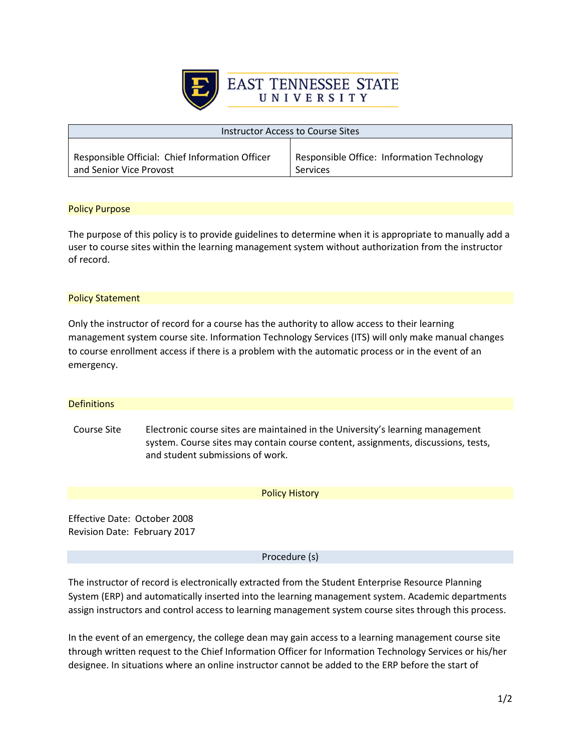**EAST TENNESSEE STATE UNIVERSITY**

| Instructor Access to Course Sites | |
|---|---|
| Responsible Official: Chief Information Officer and Senior Vice Provost | Responsible Office: Information Technology Services |

## Policy Purpose

The purpose of this policy is to provide guidelines to determine when it is appropriate to manually add a user to course sites within the learning management system without authorization from the instructor of record.

## Policy Statement

Only the instructor of record for a course has the authority to allow access to their learning management system course site. Information Technology Services (ITS) will only make manual changes to course enrollment access if there is a problem with the automatic process or in the event of an emergency.

## Definitions

| | |
|---|---|
| Course Site | Electronic course sites are maintained in the University's learning management system. Course sites may contain course content, assignments, discussions, tests, and student submissions of work. |

## Policy History

Effective Date: October 2008
Revision Date: February 2017

## Procedure (s)

The instructor of record is electronically extracted from the Student Enterprise Resource Planning System (ERP) and automatically inserted into the learning management system. Academic departments assign instructors and control access to learning management system course sites through this process.

In the event of an emergency, the college dean may gain access to a learning management course site through written request to the Chief Information Officer for Information Technology Services or his/her designee. In situations where an online instructor cannot be added to the ERP before the start of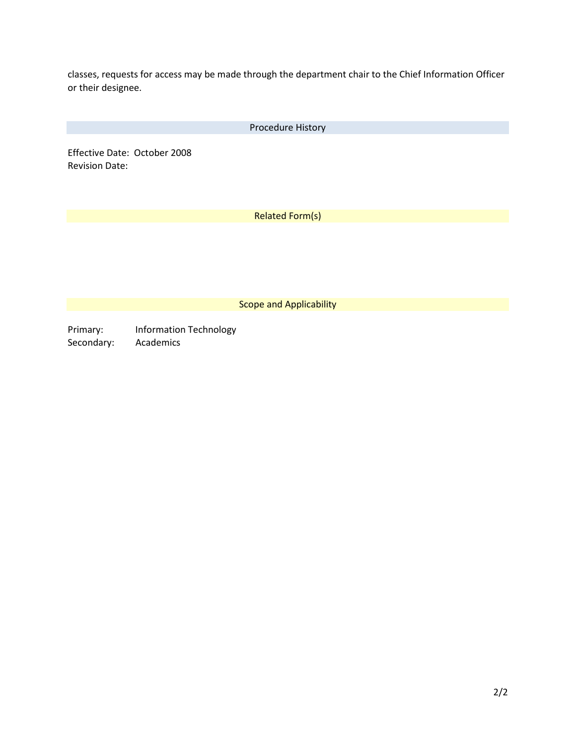classes, requests for access may be made through the department chair to the Chief Information Officer or their designee.

## Procedure History

Effective Date: October 2008
Revision Date:

## Related Form(s)

## Scope and Applicability

Primary: Information Technology
Secondary: Academics